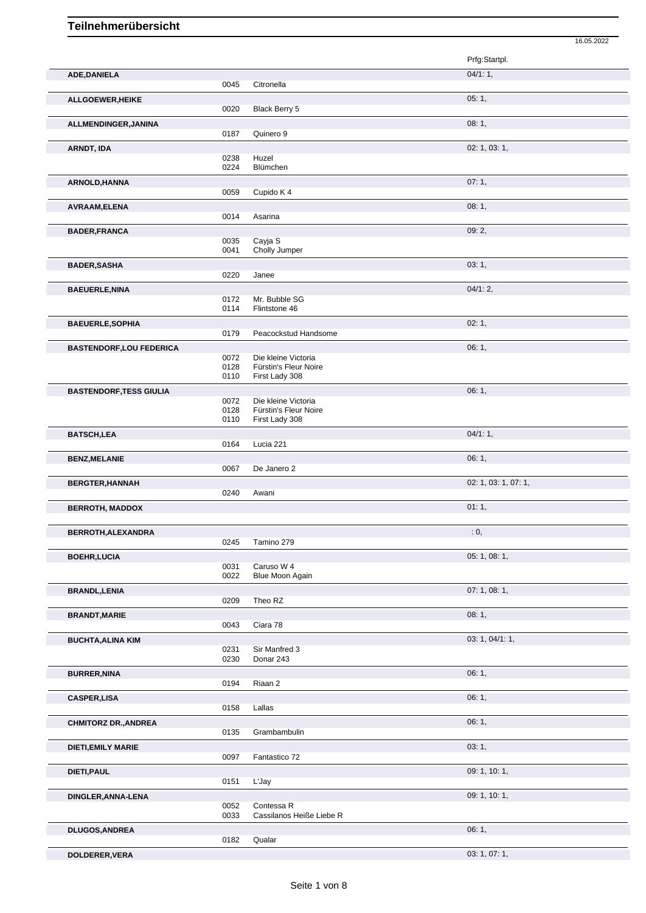# Teilnehmerübersicht

16.05.2022

| Name | Nr. | Pferd | Prfg:Startpl. |
|---|---|---|---|
| **ADE,DANIELA** | | | 04/1: 1, |
| | 0045 | Citronella | |
| **ALLGOEWER,HEIKE** | | | 05: 1, |
| | 0020 | Black Berry 5 | |
| **ALLMENDINGER,JANINA** | | | 08: 1, |
| | 0187 | Quinero 9 | |
| **ARNDT, IDA** | | | 02: 1, 03: 1, |
| | 0238 | Huzel | |
| | 0224 | Blümchen | |
| **ARNOLD,HANNA** | | | 07: 1, |
| | 0059 | Cupido K 4 | |
| **AVRAAM,ELENA** | | | 08: 1, |
| | 0014 | Asarina | |
| **BADER,FRANCA** | | | 09: 2, |
| | 0035 | Cayja S | |
| | 0041 | Cholly Jumper | |
| **BADER,SASHA** | | | 03: 1, |
| | 0220 | Janee | |
| **BAEUERLE,NINA** | | | 04/1: 2, |
| | 0172 | Mr. Bubble SG | |
| | 0114 | Flintstone 46 | |
| **BAEUERLE,SOPHIA** | | | 02: 1, |
| | 0179 | Peacockstud Handsome | |
| **BASTENDORF,LOU FEDERICA** | | | 06: 1, |
| | 0072 | Die kleine Victoria | |
| | 0128 | Fürstin's Fleur Noire | |
| | 0110 | First Lady 308 | |
| **BASTENDORF,TESS GIULIA** | | | 06: 1, |
| | 0072 | Die kleine Victoria | |
| | 0128 | Fürstin's Fleur Noire | |
| | 0110 | First Lady 308 | |
| **BATSCH,LEA** | | | 04/1: 1, |
| | 0164 | Lucia 221 | |
| **BENZ,MELANIE** | | | 06: 1, |
| | 0067 | De Janero 2 | |
| **BERGTER,HANNAH** | | | 02: 1, 03: 1, 07: 1, |
| | 0240 | Awani | |
| **BERROTH, MADDOX** | | | 01: 1, |
| **BERROTH,ALEXANDRA** | | | : 0, |
| | 0245 | Tamino 279 | |
| **BOEHR,LUCIA** | | | 05: 1, 08: 1, |
| | 0031 | Caruso W 4 | |
| | 0022 | Blue Moon Again | |
| **BRANDL,LENIA** | | | 07: 1, 08: 1, |
| | 0209 | Theo RZ | |
| **BRANDT,MARIE** | | | 08: 1, |
| | 0043 | Ciara 78 | |
| **BUCHTA,ALINA KIM** | | | 03: 1, 04/1: 1, |
| | 0231 | Sir Manfred 3 | |
| | 0230 | Donar 243 | |
| **BURRER,NINA** | | | 06: 1, |
| | 0194 | Riaan 2 | |
| **CASPER,LISA** | | | 06: 1, |
| | 0158 | Lallas | |
| **CHMITORZ DR.,ANDREA** | | | 06: 1, |
| | 0135 | Grambambulin | |
| **DIETI,EMILY MARIE** | | | 03: 1, |
| | 0097 | Fantastico 72 | |
| **DIETI,PAUL** | | | 09: 1, 10: 1, |
| | 0151 | L'Jay | |
| **DINGLER,ANNA-LENA** | | | 09: 1, 10: 1, |
| | 0052 | Contessa R | |
| | 0033 | Cassilanos Heiße Liebe R | |
| **DLUGOS,ANDREA** | | | 06: 1, |
| | 0182 | Qualar | |
| **DOLDERER,VERA** | | | 03: 1, 07: 1, |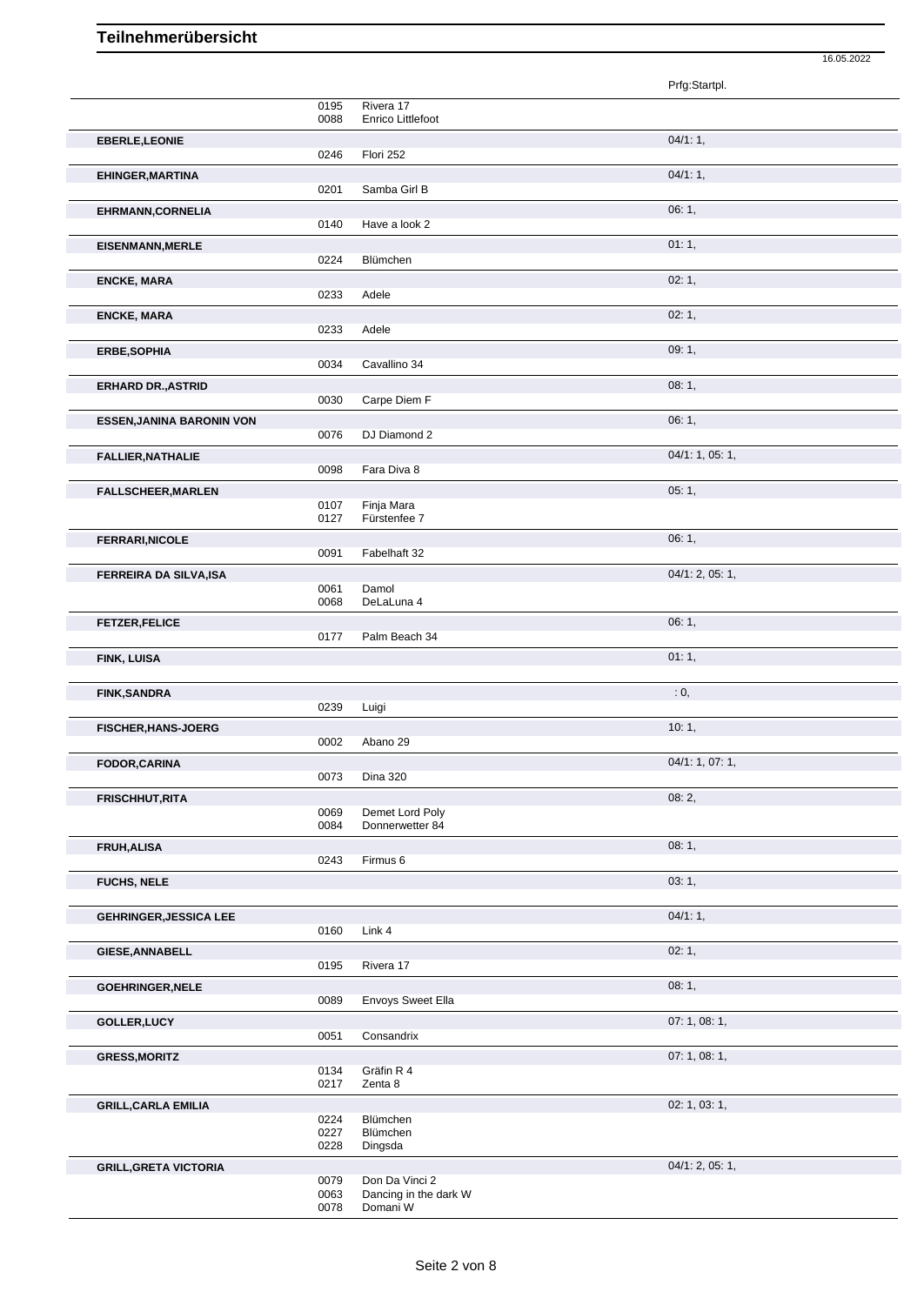## Teilnehmerübersicht

16.05.2022

| Name | Nr. | Pferd | Prfg:Startpl. |
|---|---|---|---|
| | 0195 | Rivera 17 | |
| | 0088 | Enrico Littlefoot | |
| **EBERLE,LEONIE** | | | 04/1: 1, |
| | 0246 | Flori 252 | |
| **EHINGER,MARTINA** | | | 04/1: 1, |
| | 0201 | Samba Girl B | |
| **EHRMANN,CORNELIA** | | | 06: 1, |
| | 0140 | Have a look 2 | |
| **EISENMANN,MERLE** | | | 01: 1, |
| | 0224 | Blümchen | |
| **ENCKE, MARA** | | | 02: 1, |
| | 0233 | Adele | |
| **ENCKE, MARA** | | | 02: 1, |
| | 0233 | Adele | |
| **ERBE,SOPHIA** | | | 09: 1, |
| | 0034 | Cavallino 34 | |
| **ERHARD DR.,ASTRID** | | | 08: 1, |
| | 0030 | Carpe Diem F | |
| **ESSEN,JANINA BARONIN VON** | | | 06: 1, |
| | 0076 | DJ Diamond 2 | |
| **FALLIER,NATHALIE** | | | 04/1: 1, 05: 1, |
| | 0098 | Fara Diva 8 | |
| **FALLSCHEER,MARLEN** | | | 05: 1, |
| | 0107 | Finja Mara | |
| | 0127 | Fürstenfee 7 | |
| **FERRARI,NICOLE** | | | 06: 1, |
| | 0091 | Fabelhaft 32 | |
| **FERREIRA DA SILVA,ISA** | | | 04/1: 2, 05: 1, |
| | 0061 | Damol | |
| | 0068 | DeLaLuna 4 | |
| **FETZER,FELICE** | | | 06: 1, |
| | 0177 | Palm Beach 34 | |
| **FINK, LUISA** | | | 01: 1, |
| **FINK,SANDRA** | | | : 0, |
| | 0239 | Luigi | |
| **FISCHER,HANS-JOERG** | | | 10: 1, |
| | 0002 | Abano 29 | |
| **FODOR,CARINA** | | | 04/1: 1, 07: 1, |
| | 0073 | Dina 320 | |
| **FRISCHHUT,RITA** | | | 08: 2, |
| | 0069 | Demet Lord Poly | |
| | 0084 | Donnerwetter 84 | |
| **FRUH,ALISA** | | | 08: 1, |
| | 0243 | Firmus 6 | |
| **FUCHS, NELE** | | | 03: 1, |
| **GEHRINGER,JESSICA LEE** | | | 04/1: 1, |
| | 0160 | Link 4 | |
| **GIESE,ANNABELL** | | | 02: 1, |
| | 0195 | Rivera 17 | |
| **GOEHRINGER,NELE** | | | 08: 1, |
| | 0089 | Envoys Sweet Ella | |
| **GOLLER,LUCY** | | | 07: 1, 08: 1, |
| | 0051 | Consandrix | |
| **GRESS,MORITZ** | | | 07: 1, 08: 1, |
| | 0134 | Gräfin R 4 | |
| | 0217 | Zenta 8 | |
| **GRILL,CARLA EMILIA** | | | 02: 1, 03: 1, |
| | 0224 | Blümchen | |
| | 0227 | Blümchen | |
| | 0228 | Dingsda | |
| **GRILL,GRETA VICTORIA** | | | 04/1: 2, 05: 1, |
| | 0079 | Don Da Vinci 2 | |
| | 0063 | Dancing in the dark W | |
| | 0078 | Domani W | |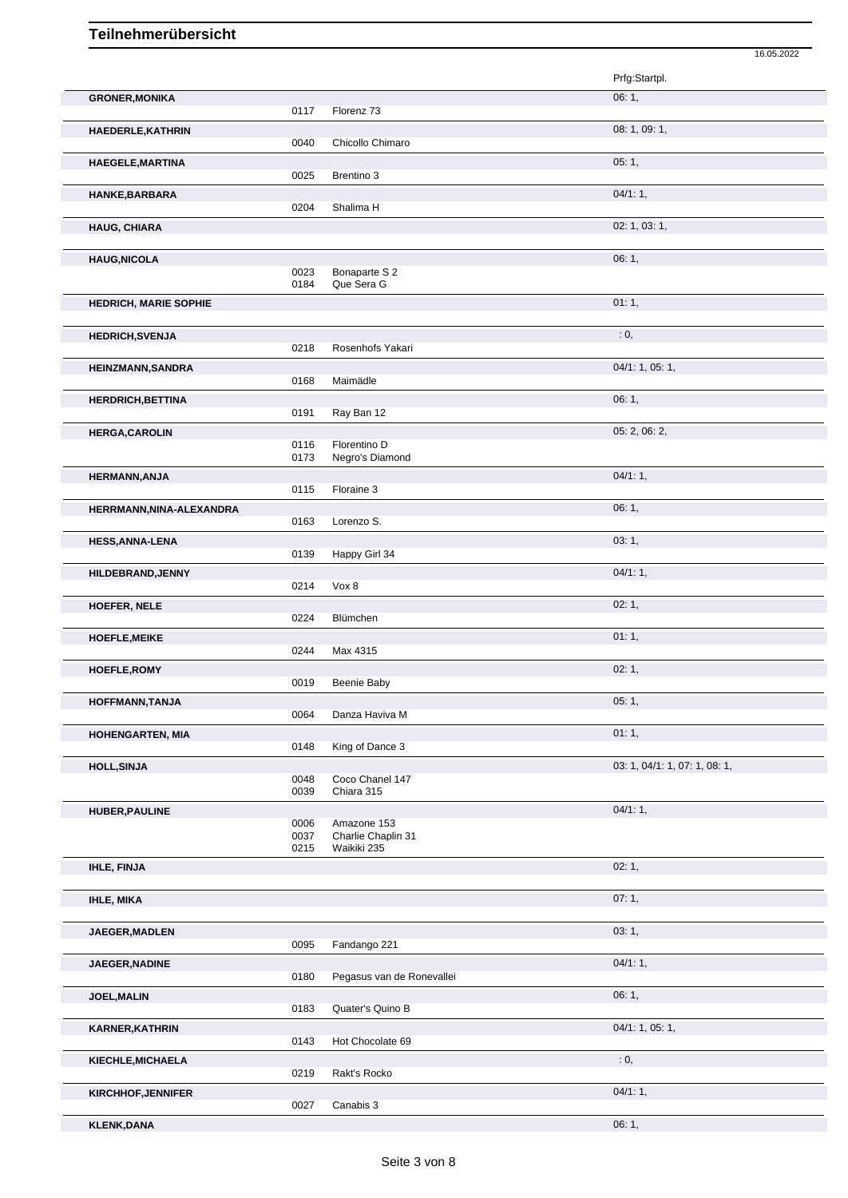# Teilnehmerübersicht

16.05.2022

| Name | Nr. | Pferd | Prfg:Startpl. |
|---|---|---|---|
| **GRONER,MONIKA** | | | 06: 1, |
| | 0117 | Florenz 73 | |
| **HAEDERLE,KATHRIN** | | | 08: 1, 09: 1, |
| | 0040 | Chicollo Chimaro | |
| **HAEGELE,MARTINA** | | | 05: 1, |
| | 0025 | Brentino 3 | |
| **HANKE,BARBARA** | | | 04/1: 1, |
| | 0204 | Shalima H | |
| **HAUG, CHIARA** | | | 02: 1, 03: 1, |
| **HAUG,NICOLA** | | | 06: 1, |
| | 0023 | Bonaparte S 2 | |
| | 0184 | Que Sera G | |
| **HEDRICH, MARIE SOPHIE** | | | 01: 1, |
| **HEDRICH,SVENJA** | | | : 0, |
| | 0218 | Rosenhofs Yakari | |
| **HEINZMANN,SANDRA** | | | 04/1: 1, 05: 1, |
| | 0168 | Maimädle | |
| **HERDRICH,BETTINA** | | | 06: 1, |
| | 0191 | Ray Ban 12 | |
| **HERGA,CAROLIN** | | | 05: 2, 06: 2, |
| | 0116 | Florentino D | |
| | 0173 | Negro's Diamond | |
| **HERMANN,ANJA** | | | 04/1: 1, |
| | 0115 | Floraine 3 | |
| **HERRMANN,NINA-ALEXANDRA** | | | 06: 1, |
| | 0163 | Lorenzo S. | |
| **HESS,ANNA-LENA** | | | 03: 1, |
| | 0139 | Happy Girl 34 | |
| **HILDEBRAND,JENNY** | | | 04/1: 1, |
| | 0214 | Vox 8 | |
| **HOEFER, NELE** | | | 02: 1, |
| | 0224 | Blümchen | |
| **HOEFLE,MEIKE** | | | 01: 1, |
| | 0244 | Max 4315 | |
| **HOEFLE,ROMY** | | | 02: 1, |
| | 0019 | Beenie Baby | |
| **HOFFMANN,TANJA** | | | 05: 1, |
| | 0064 | Danza Haviva M | |
| **HOHENGARTEN, MIA** | | | 01: 1, |
| | 0148 | King of Dance 3 | |
| **HOLL,SINJA** | | | 03: 1, 04/1: 1, 07: 1, 08: 1, |
| | 0048 | Coco Chanel 147 | |
| | 0039 | Chiara 315 | |
| **HUBER,PAULINE** | | | 04/1: 1, |
| | 0006 | Amazone 153 | |
| | 0037 | Charlie Chaplin 31 | |
| | 0215 | Waikiki 235 | |
| **IHLE, FINJA** | | | 02: 1, |
| **IHLE, MIKA** | | | 07: 1, |
| **JAEGER,MADLEN** | | | 03: 1, |
| | 0095 | Fandango 221 | |
| **JAEGER,NADINE** | | | 04/1: 1, |
| | 0180 | Pegasus van de Ronevallei | |
| **JOEL,MALIN** | | | 06: 1, |
| | 0183 | Quater's Quino B | |
| **KARNER,KATHRIN** | | | 04/1: 1, 05: 1, |
| | 0143 | Hot Chocolate 69 | |
| **KIECHLE,MICHAELA** | | | : 0, |
| | 0219 | Rakt's Rocko | |
| **KIRCHHOF,JENNIFER** | | | 04/1: 1, |
| | 0027 | Canabis 3 | |
| **KLENK,DANA** | | | 06: 1, |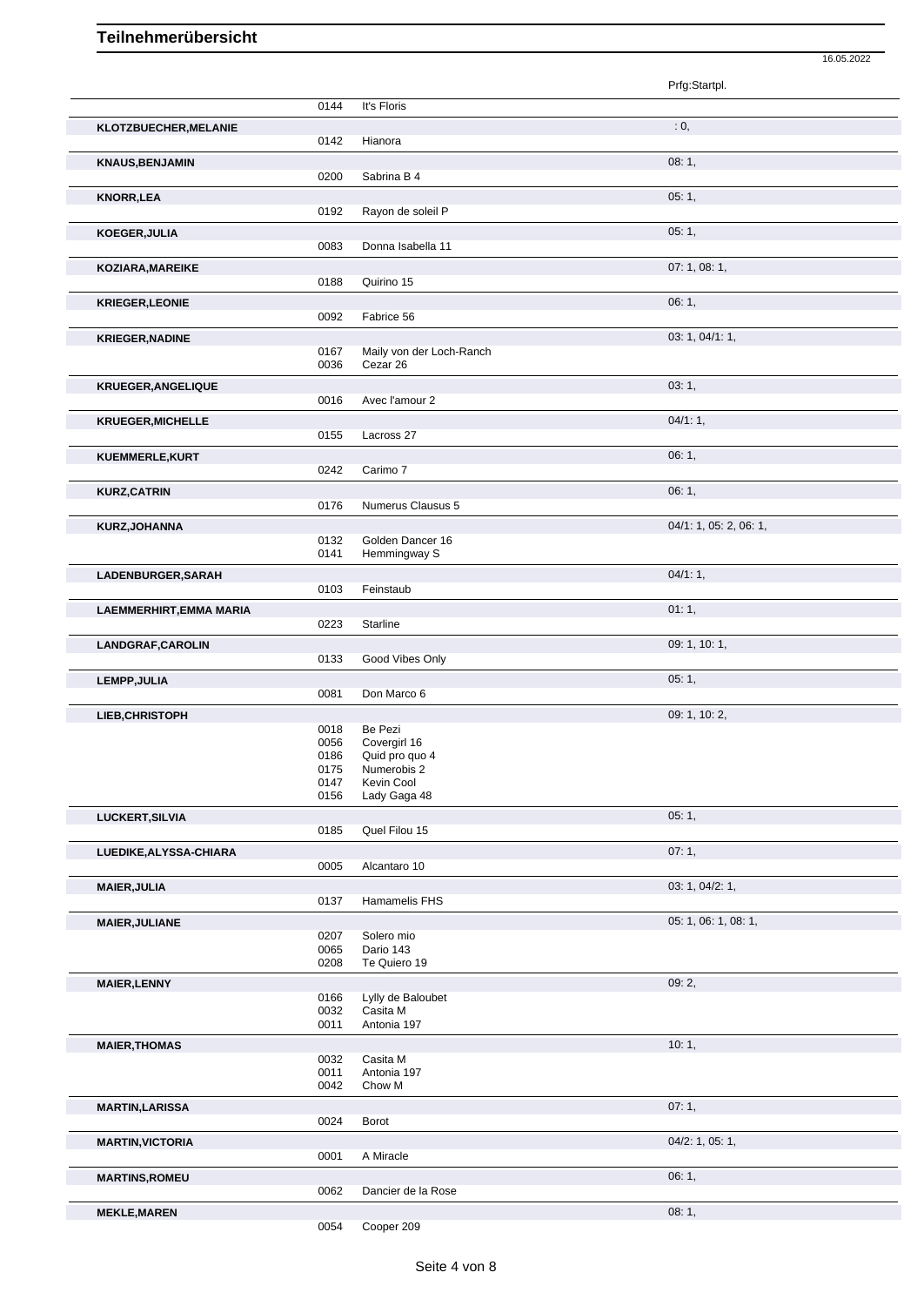# Teilnehmerübersicht

16.05.2022

| Name | Nr. | Pferd | Prfg:Startpl. |
|---|---|---|---|
| | 0144 | It's Floris | |
| **KLOTZBUECHER,MELANIE** | | | : 0, |
| | 0142 | Hianora | |
| **KNAUS,BENJAMIN** | | | 08: 1, |
| | 0200 | Sabrina B 4 | |
| **KNORR,LEA** | | | 05: 1, |
| | 0192 | Rayon de soleil P | |
| **KOEGER,JULIA** | | | 05: 1, |
| | 0083 | Donna Isabella 11 | |
| **KOZIARA,MAREIKE** | | | 07: 1, 08: 1, |
| | 0188 | Quirino 15 | |
| **KRIEGER,LEONIE** | | | 06: 1, |
| | 0092 | Fabrice 56 | |
| **KRIEGER,NADINE** | | | 03: 1, 04/1: 1, |
| | 0167 | Maily von der Loch-Ranch | |
| | 0036 | Cezar 26 | |
| **KRUEGER,ANGELIQUE** | | | 03: 1, |
| | 0016 | Avec l'amour 2 | |
| **KRUEGER,MICHELLE** | | | 04/1: 1, |
| | 0155 | Lacross 27 | |
| **KUEMMERLE,KURT** | | | 06: 1, |
| | 0242 | Carimo 7 | |
| **KURZ,CATRIN** | | | 06: 1, |
| | 0176 | Numerus Clausus 5 | |
| **KURZ,JOHANNA** | | | 04/1: 1, 05: 2, 06: 1, |
| | 0132 | Golden Dancer 16 | |
| | 0141 | Hemmingway S | |
| **LADENBURGER,SARAH** | | | 04/1: 1, |
| | 0103 | Feinstaub | |
| **LAEMMERHIRT,EMMA MARIA** | | | 01: 1, |
| | 0223 | Starline | |
| **LANDGRAF,CAROLIN** | | | 09: 1, 10: 1, |
| | 0133 | Good Vibes Only | |
| **LEMPP,JULIA** | | | 05: 1, |
| | 0081 | Don Marco 6 | |
| **LIEB,CHRISTOPH** | | | 09: 1, 10: 2, |
| | 0018 | Be Pezi | |
| | 0056 | Covergirl 16 | |
| | 0186 | Quid pro quo 4 | |
| | 0175 | Numerobis 2 | |
| | 0147 | Kevin Cool | |
| | 0156 | Lady Gaga 48 | |
| **LUCKERT,SILVIA** | | | 05: 1, |
| | 0185 | Quel Filou 15 | |
| **LUEDIKE,ALYSSA-CHIARA** | | | 07: 1, |
| | 0005 | Alcantaro 10 | |
| **MAIER,JULIA** | | | 03: 1, 04/2: 1, |
| | 0137 | Hamamelis FHS | |
| **MAIER,JULIANE** | | | 05: 1, 06: 1, 08: 1, |
| | 0207 | Solero mio | |
| | 0065 | Dario 143 | |
| | 0208 | Te Quiero 19 | |
| **MAIER,LENNY** | | | 09: 2, |
| | 0166 | Lylly de Baloubet | |
| | 0032 | Casita M | |
| | 0011 | Antonia 197 | |
| **MAIER,THOMAS** | | | 10: 1, |
| | 0032 | Casita M | |
| | 0011 | Antonia 197 | |
| | 0042 | Chow M | |
| **MARTIN,LARISSA** | | | 07: 1, |
| | 0024 | Borot | |
| **MARTIN,VICTORIA** | | | 04/2: 1, 05: 1, |
| | 0001 | A Miracle | |
| **MARTINS,ROMEU** | | | 06: 1, |
| | 0062 | Dancier de la Rose | |
| **MEKLE,MAREN** | | | 08: 1, |
| | 0054 | Cooper 209 | |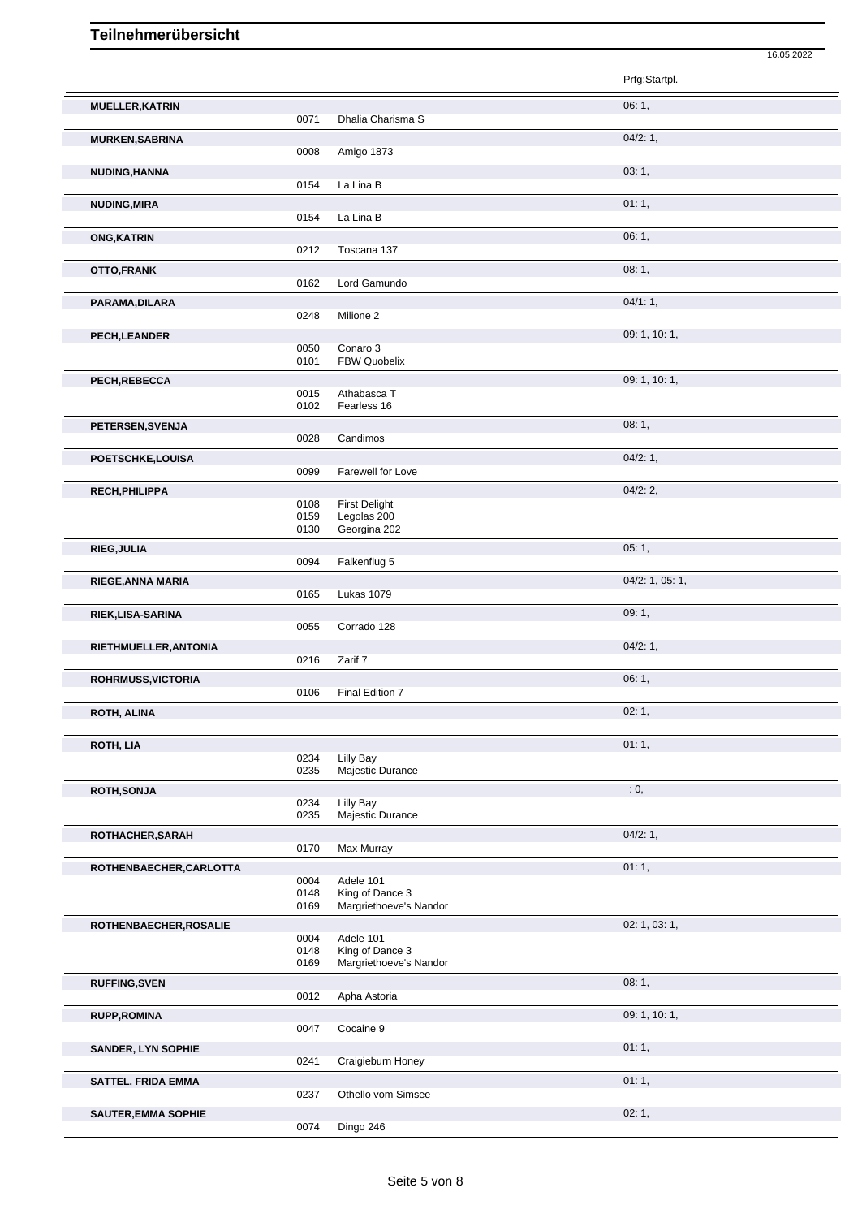# Teilnehmerübersicht

16.05.2022

| Name | Nr. | Pferd | Prfg:Startpl. |
| --- | --- | --- | --- |
| **MUELLER,KATRIN** | | | 06: 1, |
| | 0071 | Dhalia Charisma S | |
| **MURKEN,SABRINA** | | | 04/2: 1, |
| | 0008 | Amigo 1873 | |
| **NUDING,HANNA** | | | 03: 1, |
| | 0154 | La Lina B | |
| **NUDING,MIRA** | | | 01: 1, |
| | 0154 | La Lina B | |
| **ONG,KATRIN** | | | 06: 1, |
| | 0212 | Toscana 137 | |
| **OTTO,FRANK** | | | 08: 1, |
| | 0162 | Lord Gamundo | |
| **PARAMA,DILARA** | | | 04/1: 1, |
| | 0248 | Milione 2 | |
| **PECH,LEANDER** | | | 09: 1, 10: 1, |
| | 0050 | Conaro 3 | |
| | 0101 | FBW Quobelix | |
| **PECH,REBECCA** | | | 09: 1, 10: 1, |
| | 0015 | Athabasca T | |
| | 0102 | Fearless 16 | |
| **PETERSEN,SVENJA** | | | 08: 1, |
| | 0028 | Candimos | |
| **POETSCHKE,LOUISA** | | | 04/2: 1, |
| | 0099 | Farewell for Love | |
| **RECH,PHILIPPA** | | | 04/2: 2, |
| | 0108 | First Delight | |
| | 0159 | Legolas 200 | |
| | 0130 | Georgina 202 | |
| **RIEG,JULIA** | | | 05: 1, |
| | 0094 | Falkenflug 5 | |
| **RIEGE,ANNA MARIA** | | | 04/2: 1, 05: 1, |
| | 0165 | Lukas 1079 | |
| **RIEK,LISA-SARINA** | | | 09: 1, |
| | 0055 | Corrado 128 | |
| **RIETHMUELLER,ANTONIA** | | | 04/2: 1, |
| | 0216 | Zarif 7 | |
| **ROHRMUSS,VICTORIA** | | | 06: 1, |
| | 0106 | Final Edition 7 | |
| **ROTH, ALINA** | | | 02: 1, |
| **ROTH, LIA** | | | 01: 1, |
| | 0234 | Lilly Bay | |
| | 0235 | Majestic Durance | |
| **ROTH,SONJA** | | | : 0, |
| | 0234 | Lilly Bay | |
| | 0235 | Majestic Durance | |
| **ROTHACHER,SARAH** | | | 04/2: 1, |
| | 0170 | Max Murray | |
| **ROTHENBAECHER,CARLOTTA** | | | 01: 1, |
| | 0004 | Adele 101 | |
| | 0148 | King of Dance 3 | |
| | 0169 | Margriethoeve's Nandor | |
| **ROTHENBAECHER,ROSALIE** | | | 02: 1, 03: 1, |
| | 0004 | Adele 101 | |
| | 0148 | King of Dance 3 | |
| | 0169 | Margriethoeve's Nandor | |
| **RUFFING,SVEN** | | | 08: 1, |
| | 0012 | Apha Astoria | |
| **RUPP,ROMINA** | | | 09: 1, 10: 1, |
| | 0047 | Cocaine 9 | |
| **SANDER, LYN SOPHIE** | | | 01: 1, |
| | 0241 | Craigieburn Honey | |
| **SATTEL, FRIDA EMMA** | | | 01: 1, |
| | 0237 | Othello vom Simsee | |
| **SAUTER,EMMA SOPHIE** | | | 02: 1, |
| | 0074 | Dingo 246 | |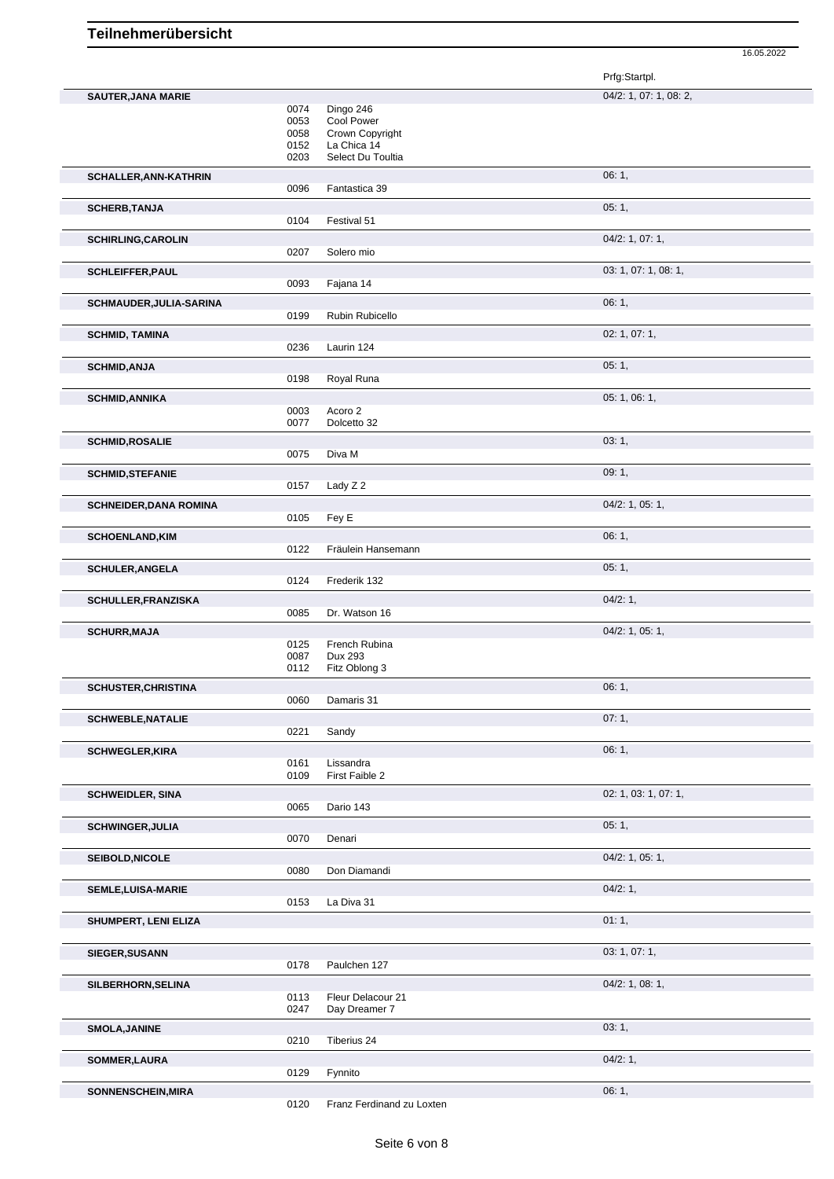# Teilnehmerübersicht

16.05.2022

| Name | Nr. | Pferd | Prfg:Startpl. |
|---|---|---|---|
| **SAUTER,JANA MARIE** | | | 04/2: 1, 07: 1, 08: 2, |
| | 0074 | Dingo 246 | |
| | 0053 | Cool Power | |
| | 0058 | Crown Copyright | |
| | 0152 | La Chica 14 | |
| | 0203 | Select Du Toultia | |
| **SCHALLER,ANN-KATHRIN** | | | 06: 1, |
| | 0096 | Fantastica 39 | |
| **SCHERB,TANJA** | | | 05: 1, |
| | 0104 | Festival 51 | |
| **SCHIRLING,CAROLIN** | | | 04/2: 1, 07: 1, |
| | 0207 | Solero mio | |
| **SCHLEIFFER,PAUL** | | | 03: 1, 07: 1, 08: 1, |
| | 0093 | Fajana 14 | |
| **SCHMAUDER,JULIA-SARINA** | | | 06: 1, |
| | 0199 | Rubin Rubicello | |
| **SCHMID, TAMINA** | | | 02: 1, 07: 1, |
| | 0236 | Laurin 124 | |
| **SCHMID,ANJA** | | | 05: 1, |
| | 0198 | Royal Runa | |
| **SCHMID,ANNIKA** | | | 05: 1, 06: 1, |
| | 0003 | Acoro 2 | |
| | 0077 | Dolcetto 32 | |
| **SCHMID,ROSALIE** | | | 03: 1, |
| | 0075 | Diva M | |
| **SCHMID,STEFANIE** | | | 09: 1, |
| | 0157 | Lady Z 2 | |
| **SCHNEIDER,DANA ROMINA** | | | 04/2: 1, 05: 1, |
| | 0105 | Fey E | |
| **SCHOENLAND,KIM** | | | 06: 1, |
| | 0122 | Fräulein Hansemann | |
| **SCHULER,ANGELA** | | | 05: 1, |
| | 0124 | Frederik 132 | |
| **SCHULLER,FRANZISKA** | | | 04/2: 1, |
| | 0085 | Dr. Watson 16 | |
| **SCHURR,MAJA** | | | 04/2: 1, 05: 1, |
| | 0125 | French Rubina | |
| | 0087 | Dux 293 | |
| | 0112 | Fitz Oblong 3 | |
| **SCHUSTER,CHRISTINA** | | | 06: 1, |
| | 0060 | Damaris 31 | |
| **SCHWEBLE,NATALIE** | | | 07: 1, |
| | 0221 | Sandy | |
| **SCHWEGLER,KIRA** | | | 06: 1, |
| | 0161 | Lissandra | |
| | 0109 | First Faible 2 | |
| **SCHWEIDLER, SINA** | | | 02: 1, 03: 1, 07: 1, |
| | 0065 | Dario 143 | |
| **SCHWINGER,JULIA** | | | 05: 1, |
| | 0070 | Denari | |
| **SEIBOLD,NICOLE** | | | 04/2: 1, 05: 1, |
| | 0080 | Don Diamandi | |
| **SEMLE,LUISA-MARIE** | | | 04/2: 1, |
| | 0153 | La Diva 31 | |
| **SHUMPERT, LENI ELIZA** | | | 01: 1, |
| **SIEGER,SUSANN** | | | 03: 1, 07: 1, |
| | 0178 | Paulchen 127 | |
| **SILBERHORN,SELINA** | | | 04/2: 1, 08: 1, |
| | 0113 | Fleur Delacour 21 | |
| | 0247 | Day Dreamer 7 | |
| **SMOLA,JANINE** | | | 03: 1, |
| | 0210 | Tiberius 24 | |
| **SOMMER,LAURA** | | | 04/2: 1, |
| | 0129 | Fynnito | |
| **SONNENSCHEIN,MIRA** | | | 06: 1, |
| | 0120 | Franz Ferdinand zu Loxten | |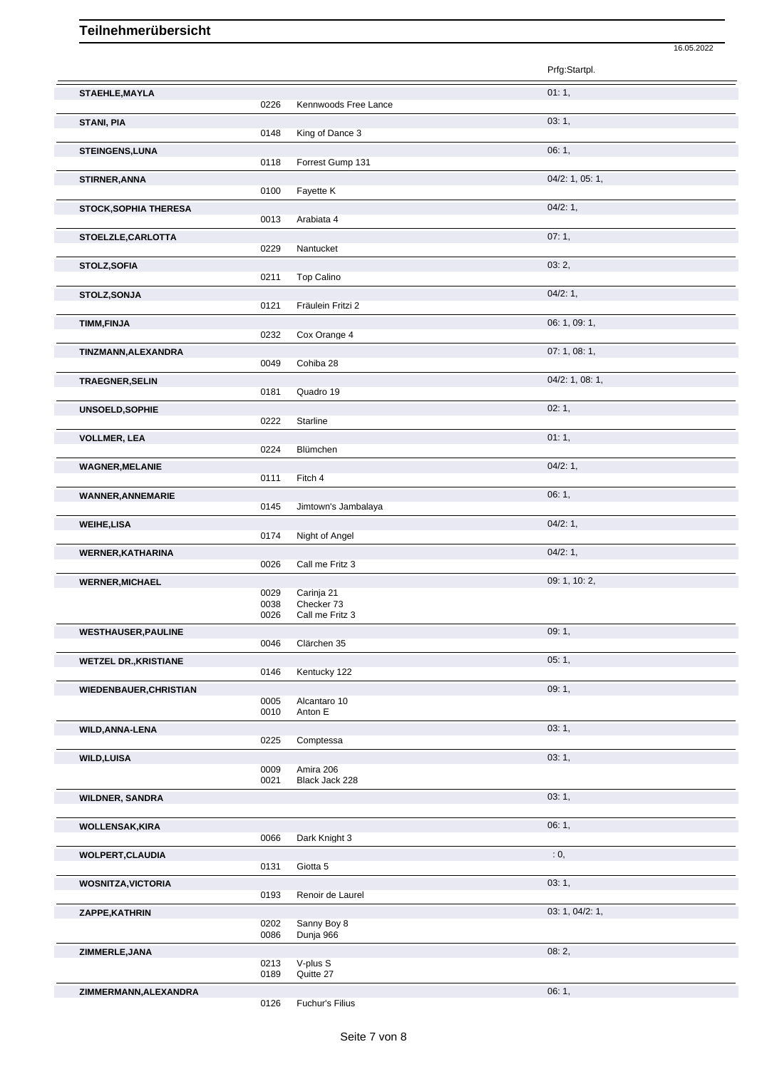# Teilnehmerübersicht

16.05.2022

| Teilnehmer | Nr. | Pferd | Prfg:Startpl. |
|---|---|---|---|
| STAEHLE,MAYLA | | | 01: 1, |
| | 0226 | Kennwoods Free Lance | |
| STANI, PIA | | | 03: 1, |
| | 0148 | King of Dance 3 | |
| STEINGENS,LUNA | | | 06: 1, |
| | 0118 | Forrest Gump 131 | |
| STIRNER,ANNA | | | 04/2: 1, 05: 1, |
| | 0100 | Fayette K | |
| STOCK,SOPHIA THERESA | | | 04/2: 1, |
| | 0013 | Arabiata 4 | |
| STOELZLE,CARLOTTA | | | 07: 1, |
| | 0229 | Nantucket | |
| STOLZ,SOFIA | | | 03: 2, |
| | 0211 | Top Calino | |
| STOLZ,SONJA | | | 04/2: 1, |
| | 0121 | Fräulein Fritzi 2 | |
| TIMM,FINJA | | | 06: 1, 09: 1, |
| | 0232 | Cox Orange 4 | |
| TINZMANN,ALEXANDRA | | | 07: 1, 08: 1, |
| | 0049 | Cohiba 28 | |
| TRAEGNER,SELIN | | | 04/2: 1, 08: 1, |
| | 0181 | Quadro 19 | |
| UNSOELD,SOPHIE | | | 02: 1, |
| | 0222 | Starline | |
| VOLLMER, LEA | | | 01: 1, |
| | 0224 | Blümchen | |
| WAGNER,MELANIE | | | 04/2: 1, |
| | 0111 | Fitch 4 | |
| WANNER,ANNEMARIE | | | 06: 1, |
| | 0145 | Jimtown's Jambalaya | |
| WEIHE,LISA | | | 04/2: 1, |
| | 0174 | Night of Angel | |
| WERNER,KATHARINA | | | 04/2: 1, |
| | 0026 | Call me Fritz 3 | |
| WERNER,MICHAEL | | | 09: 1, 10: 2, |
| | 0029 | Carinja 21 | |
| | 0038 | Checker 73 | |
| | 0026 | Call me Fritz 3 | |
| WESTHAUSER,PAULINE | | | 09: 1, |
| | 0046 | Clärchen 35 | |
| WETZEL DR.,KRISTIANE | | | 05: 1, |
| | 0146 | Kentucky 122 | |
| WIEDENBAUER,CHRISTIAN | | | 09: 1, |
| | 0005 | Alcantaro 10 | |
| | 0010 | Anton E | |
| WILD,ANNA-LENA | | | 03: 1, |
| | 0225 | Comptessa | |
| WILD,LUISA | | | 03: 1, |
| | 0009 | Amira 206 | |
| | 0021 | Black Jack 228 | |
| WILDNER, SANDRA | | | 03: 1, |
| WOLLENSAK,KIRA | | | 06: 1, |
| | 0066 | Dark Knight 3 | |
| WOLPERT,CLAUDIA | | | : 0, |
| | 0131 | Giotta 5 | |
| WOSNITZA,VICTORIA | | | 03: 1, |
| | 0193 | Renoir de Laurel | |
| ZAPPE,KATHRIN | | | 03: 1, 04/2: 1, |
| | 0202 | Sanny Boy 8 | |
| | 0086 | Dunja 966 | |
| ZIMMERLE,JANA | | | 08: 2, |
| | 0213 | V-plus S | |
| | 0189 | Quitte 27 | |
| ZIMMERMANN,ALEXANDRA | | | 06: 1, |
| | 0126 | Fuchur's Filius | |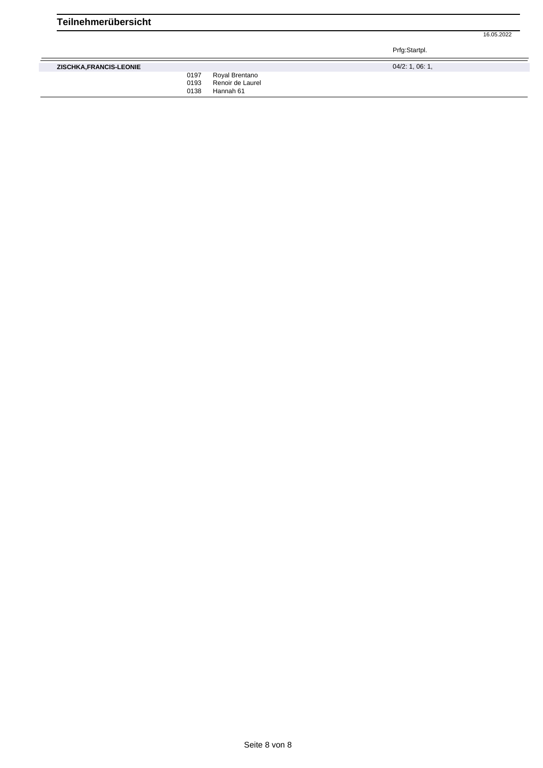## Teilnehmerübersicht

16.05.2022

| | | | Prfg:Startpl. |
|---|---|---|---|
| **ZISCHKA,FRANCIS-LEONIE** | | | 04/2: 1, 06: 1, |
| | 0197 | Royal Brentano | |
| | 0193 | Renoir de Laurel | |
| | 0138 | Hannah 61 | |